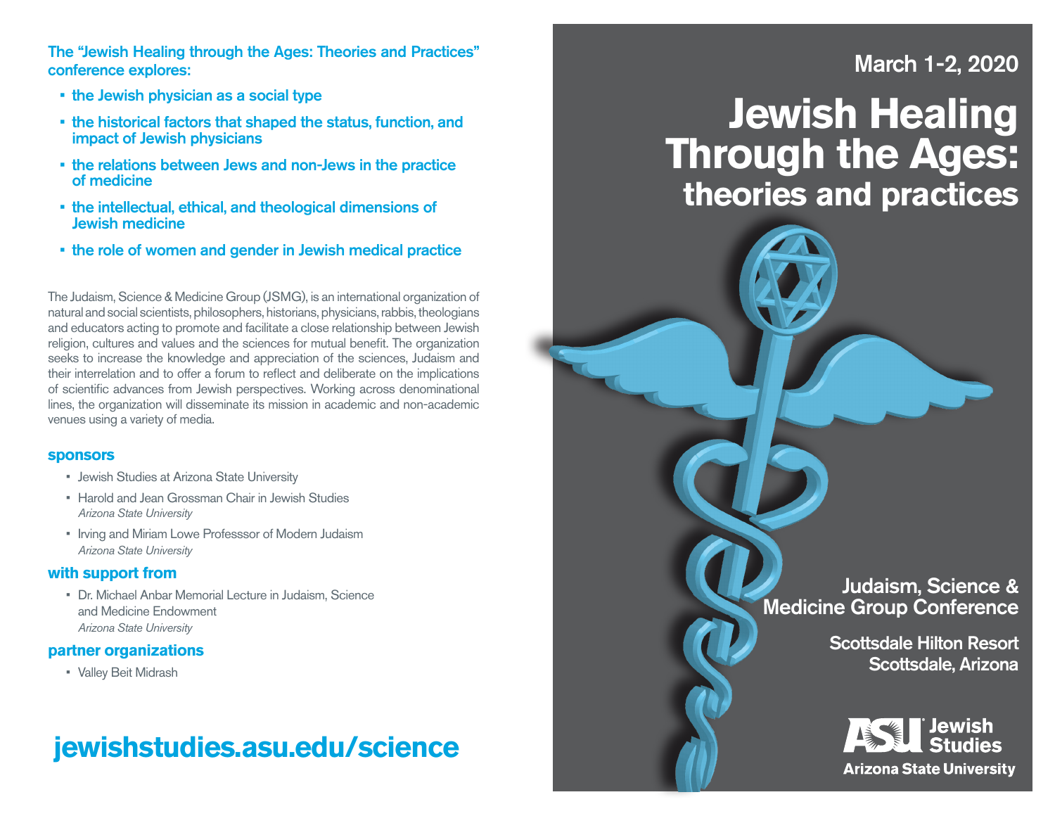The "Jewish Healing through the Ages: Theories and Practices" conference explores:

- the Jewish physician as a social type
- the historical factors that shaped the status, function, and impact of Jewish physicians
- the relations between Jews and non-Jews in the practice of medicine
- the intellectual, ethical, and theological dimensions of Jewish medicine
- the role of women and gender in Jewish medical practice

The Judaism, Science & Medicine Group (JSMG), is an international organization of natural and social scientists, philosophers, historians, physicians, rabbis, theologians and educators acting to promote and facilitate a close relationship between Jewish religion, cultures and values and the sciences for mutual benefit. The organization seeks to increase the knowledge and appreciation of the sciences, Judaism and their interrelation and to offer a forum to reflect and deliberate on the implications of scientific advances from Jewish perspectives. Working across denominational lines, the organization will disseminate its mission in academic and non-academic venues using a variety of media.

## sponsors

- Jewish Studies at Arizona State University
- Harold and Jean Grossman Chair in Jewish Studies
  *Arizona State University*
- Irving and Miriam Lowe Professsor of Modern Judaism
  *Arizona State University*

## with support from

- Dr. Michael Anbar Memorial Lecture in Judaism, Science and Medicine Endowment
  *Arizona State University*

## partner organizations

- Valley Beit Midrash

**jewishstudies.asu.edu/science**

March 1-2, 2020

# Jewish Healing Through the Ages:

## theories and practices

Judaism, Science & Medicine Group Conference

Scottsdale Hilton Resort
Scottsdale, Arizona

ASU Jewish Studies
Arizona State University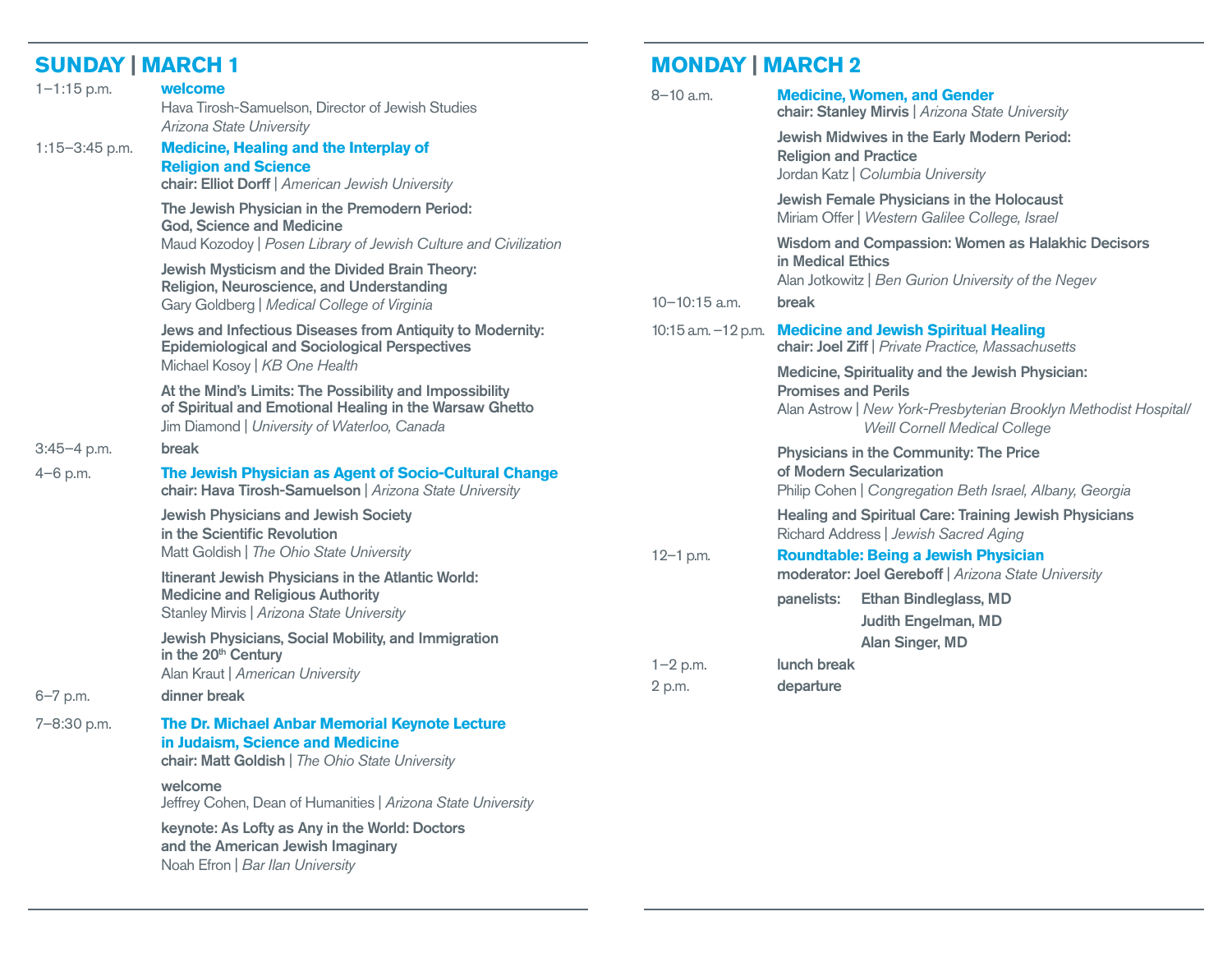## SUNDAY | MARCH 1

**1–1:15 p.m.** — **welcome**
Hava Tirosh-Samuelson, Director of Jewish Studies
*Arizona State University*

**1:15–3:45 p.m.** — **Medicine, Healing and the Interplay of Religion and Science**
**chair: Elliot Dorff** | *American Jewish University*

**The Jewish Physician in the Premodern Period: God, Science and Medicine**
Maud Kozodoy | *Posen Library of Jewish Culture and Civilization*

**Jewish Mysticism and the Divided Brain Theory: Religion, Neuroscience, and Understanding**
Gary Goldberg | *Medical College of Virginia*

**Jews and Infectious Diseases from Antiquity to Modernity: Epidemiological and Sociological Perspectives**
Michael Kosoy | *KB One Health*

**At the Mind's Limits: The Possibility and Impossibility of Spiritual and Emotional Healing in the Warsaw Ghetto**
Jim Diamond | *University of Waterloo, Canada*

**3:45–4 p.m.** — **break**

**4–6 p.m.** — **The Jewish Physician as Agent of Socio-Cultural Change**
**chair: Hava Tirosh-Samuelson** | *Arizona State University*

**Jewish Physicians and Jewish Society in the Scientific Revolution**
Matt Goldish | *The Ohio State University*

**Itinerant Jewish Physicians in the Atlantic World: Medicine and Religious Authority**
Stanley Mirvis | *Arizona State University*

**Jewish Physicians, Social Mobility, and Immigration in the 20th Century**
Alan Kraut | *American University*

**6–7 p.m.** — **dinner break**

**7–8:30 p.m.** — **The Dr. Michael Anbar Memorial Keynote Lecture in Judaism, Science and Medicine**
**chair: Matt Goldish** | *The Ohio State University*

**welcome**
Jeffrey Cohen, Dean of Humanities | *Arizona State University*

**keynote: As Lofty as Any in the World: Doctors and the American Jewish Imaginary**
Noah Efron | *Bar Ilan University*

## MONDAY | MARCH 2

**8–10 a.m.** — **Medicine, Women, and Gender**
**chair: Stanley Mirvis** | *Arizona State University*

**Jewish Midwives in the Early Modern Period: Religion and Practice**
Jordan Katz | *Columbia University*

**Jewish Female Physicians in the Holocaust**
Miriam Offer | *Western Galilee College, Israel*

**Wisdom and Compassion: Women as Halakhic Decisors in Medical Ethics**
Alan Jotkowitz | *Ben Gurion University of the Negev*

**10–10:15 a.m.** — **break**

**10:15 a.m.–12 p.m.** — **Medicine and Jewish Spiritual Healing**
**chair: Joel Ziff** | *Private Practice, Massachusetts*

**Medicine, Spirituality and the Jewish Physician: Promises and Perils**
Alan Astrow | *New York-Presbyterian Brooklyn Methodist Hospital/ Weill Cornell Medical College*

**Physicians in the Community: The Price of Modern Secularization**
Philip Cohen | *Congregation Beth Israel, Albany, Georgia*

**Healing and Spiritual Care: Training Jewish Physicians**
Richard Address | *Jewish Sacred Aging*

**12–1 p.m.** — **Roundtable: Being a Jewish Physician**
**moderator: Joel Gereboff** | *Arizona State University*

**panelists:**
- **Ethan Bindleglass, MD**
- **Judith Engelman, MD**
- **Alan Singer, MD**

**1–2 p.m.** — **lunch break**

**2 p.m.** — **departure**